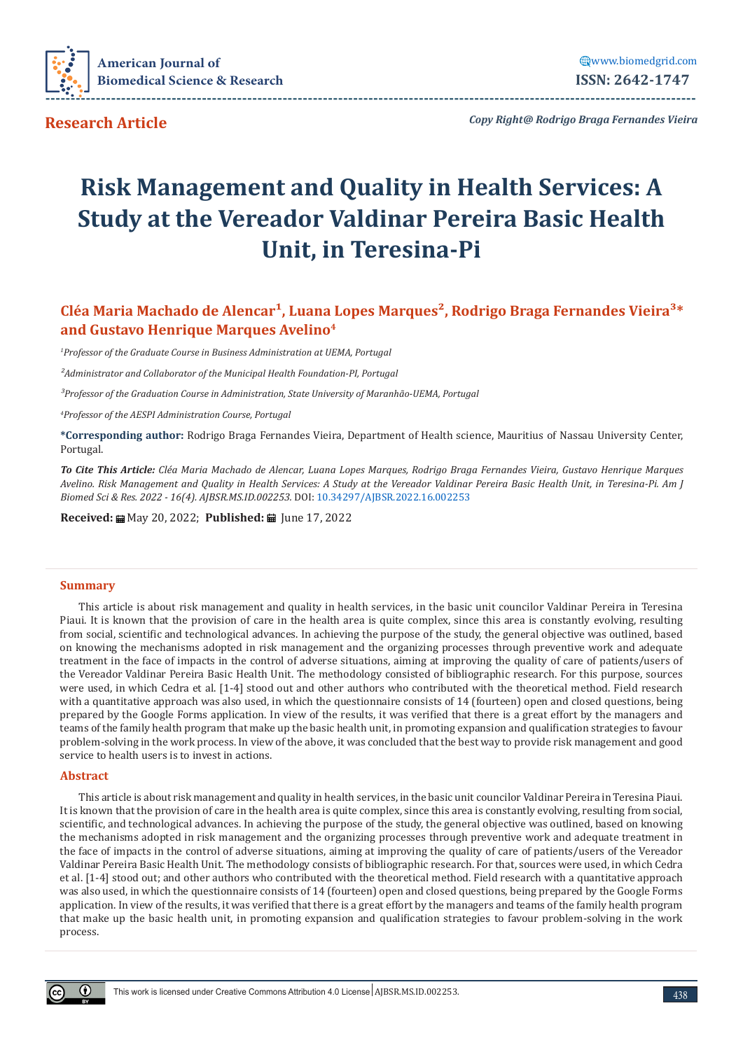**Research Article**

*Copy Right@ Rodrigo Braga Fernandes Vieira*

# Risk Management and Quality in Health Services: A Study at the Vereador Valdinar Pereira Basic Health Unit, in Teresina-Pi

**Cléa Maria Machado de Alencar[1], Luana Lopes Marques[2], Rodrigo Braga Fernandes Vieira[3]* and Gustavo Henrique Marques Avelino[4]**

[1]*Professor of the Graduate Course in Business Administration at UEMA, Portugal*

[2]*Administrator and Collaborator of the Municipal Health Foundation-PI, Portugal*

[3]*Professor of the Graduation Course in Administration, State University of Maranhão-UEMA, Portugal*

[4]*Professor of the AESPI Administration Course, Portugal*

***Corresponding author:** Rodrigo Braga Fernandes Vieira, Department of Health science, Mauritius of Nassau University Center, Portugal.

***To Cite This Article:*** *Cléa Maria Machado de Alencar, Luana Lopes Marques, Rodrigo Braga Fernandes Vieira, Gustavo Henrique Marques Avelino. Risk Management and Quality in Health Services: A Study at the Vereador Valdinar Pereira Basic Health Unit, in Teresina-Pi. Am J Biomed Sci & Res. 2022 - 16(4). AJBSR.MS.ID.002253.* DOI: 10.34297/AJBSR.2022.16.002253

**Received:** May 20, 2022; **Published:** June 17, 2022

## Summary

This article is about risk management and quality in health services, in the basic unit councilor Valdinar Pereira in Teresina Piaui. It is known that the provision of care in the health area is quite complex, since this area is constantly evolving, resulting from social, scientific and technological advances. In achieving the purpose of the study, the general objective was outlined, based on knowing the mechanisms adopted in risk management and the organizing processes through preventive work and adequate treatment in the face of impacts in the control of adverse situations, aiming at improving the quality of care of patients/users of the Vereador Valdinar Pereira Basic Health Unit. The methodology consisted of bibliographic research. For this purpose, sources were used, in which Cedra et al. [1-4] stood out and other authors who contributed with the theoretical method. Field research with a quantitative approach was also used, in which the questionnaire consists of 14 (fourteen) open and closed questions, being prepared by the Google Forms application. In view of the results, it was verified that there is a great effort by the managers and teams of the family health program that make up the basic health unit, in promoting expansion and qualification strategies to favour problem-solving in the work process. In view of the above, it was concluded that the best way to provide risk management and good service to health users is to invest in actions.

## Abstract

This article is about risk management and quality in health services, in the basic unit councilor Valdinar Pereira in Teresina Piaui. It is known that the provision of care in the health area is quite complex, since this area is constantly evolving, resulting from social, scientific, and technological advances. In achieving the purpose of the study, the general objective was outlined, based on knowing the mechanisms adopted in risk management and the organizing processes through preventive work and adequate treatment in the face of impacts in the control of adverse situations, aiming at improving the quality of care of patients/users of the Vereador Valdinar Pereira Basic Health Unit. The methodology consists of bibliographic research. For that, sources were used, in which Cedra et al. [1-4] stood out; and other authors who contributed with the theoretical method. Field research with a quantitative approach was also used, in which the questionnaire consists of 14 (fourteen) open and closed questions, being prepared by the Google Forms application. In view of the results, it was verified that there is a great effort by the managers and teams of the family health program that make up the basic health unit, in promoting expansion and qualification strategies to favour problem-solving in the work process.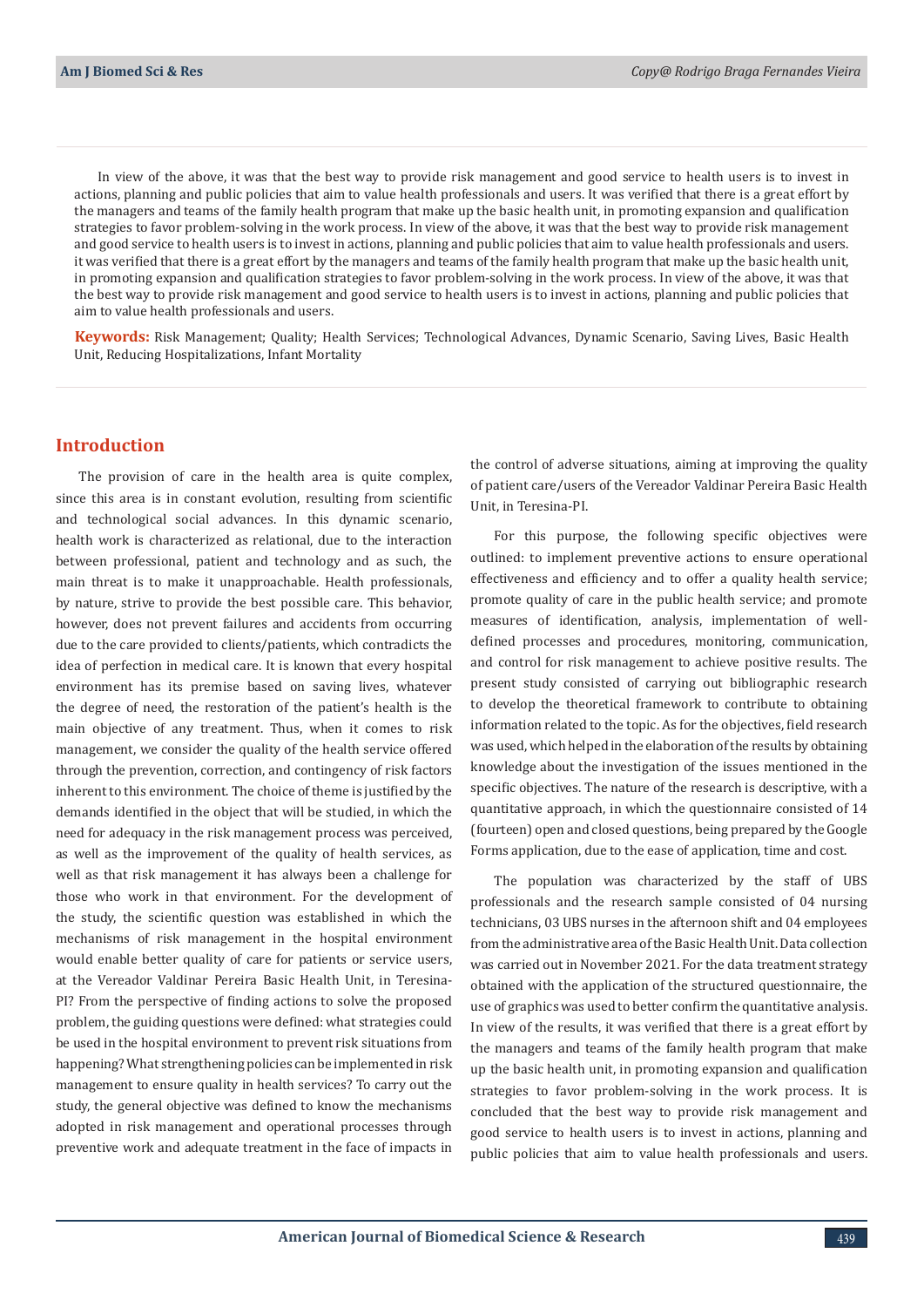In view of the above, it was that the best way to provide risk management and good service to health users is to invest in actions, planning and public policies that aim to value health professionals and users. It was verified that there is a great effort by the managers and teams of the family health program that make up the basic health unit, in promoting expansion and qualification strategies to favor problem-solving in the work process. In view of the above, it was that the best way to provide risk management and good service to health users is to invest in actions, planning and public policies that aim to value health professionals and users. it was verified that there is a great effort by the managers and teams of the family health program that make up the basic health unit, in promoting expansion and qualification strategies to favor problem-solving in the work process. In view of the above, it was that the best way to provide risk management and good service to health users is to invest in actions, planning and public policies that aim to value health professionals and users.

**Keywords:** Risk Management; Quality; Health Services; Technological Advances, Dynamic Scenario, Saving Lives, Basic Health Unit, Reducing Hospitalizations, Infant Mortality

## Introduction

The provision of care in the health area is quite complex, since this area is in constant evolution, resulting from scientific and technological social advances. In this dynamic scenario, health work is characterized as relational, due to the interaction between professional, patient and technology and as such, the main threat is to make it unapproachable. Health professionals, by nature, strive to provide the best possible care. This behavior, however, does not prevent failures and accidents from occurring due to the care provided to clients/patients, which contradicts the idea of perfection in medical care. It is known that every hospital environment has its premise based on saving lives, whatever the degree of need, the restoration of the patient's health is the main objective of any treatment. Thus, when it comes to risk management, we consider the quality of the health service offered through the prevention, correction, and contingency of risk factors inherent to this environment. The choice of theme is justified by the demands identified in the object that will be studied, in which the need for adequacy in the risk management process was perceived, as well as the improvement of the quality of health services, as well as that risk management it has always been a challenge for those who work in that environment. For the development of the study, the scientific question was established in which the mechanisms of risk management in the hospital environment would enable better quality of care for patients or service users, at the Vereador Valdinar Pereira Basic Health Unit, in Teresina-PI? From the perspective of finding actions to solve the proposed problem, the guiding questions were defined: what strategies could be used in the hospital environment to prevent risk situations from happening? What strengthening policies can be implemented in risk management to ensure quality in health services? To carry out the study, the general objective was defined to know the mechanisms adopted in risk management and operational processes through preventive work and adequate treatment in the face of impacts in the control of adverse situations, aiming at improving the quality of patient care/users of the Vereador Valdinar Pereira Basic Health Unit, in Teresina-PI.

For this purpose, the following specific objectives were outlined: to implement preventive actions to ensure operational effectiveness and efficiency and to offer a quality health service; promote quality of care in the public health service; and promote measures of identification, analysis, implementation of well-defined processes and procedures, monitoring, communication, and control for risk management to achieve positive results. The present study consisted of carrying out bibliographic research to develop the theoretical framework to contribute to obtaining information related to the topic. As for the objectives, field research was used, which helped in the elaboration of the results by obtaining knowledge about the investigation of the issues mentioned in the specific objectives. The nature of the research is descriptive, with a quantitative approach, in which the questionnaire consisted of 14 (fourteen) open and closed questions, being prepared by the Google Forms application, due to the ease of application, time and cost.

The population was characterized by the staff of UBS professionals and the research sample consisted of 04 nursing technicians, 03 UBS nurses in the afternoon shift and 04 employees from the administrative area of the Basic Health Unit. Data collection was carried out in November 2021. For the data treatment strategy obtained with the application of the structured questionnaire, the use of graphics was used to better confirm the quantitative analysis. In view of the results, it was verified that there is a great effort by the managers and teams of the family health program that make up the basic health unit, in promoting expansion and qualification strategies to favor problem-solving in the work process. It is concluded that the best way to provide risk management and good service to health users is to invest in actions, planning and public policies that aim to value health professionals and users.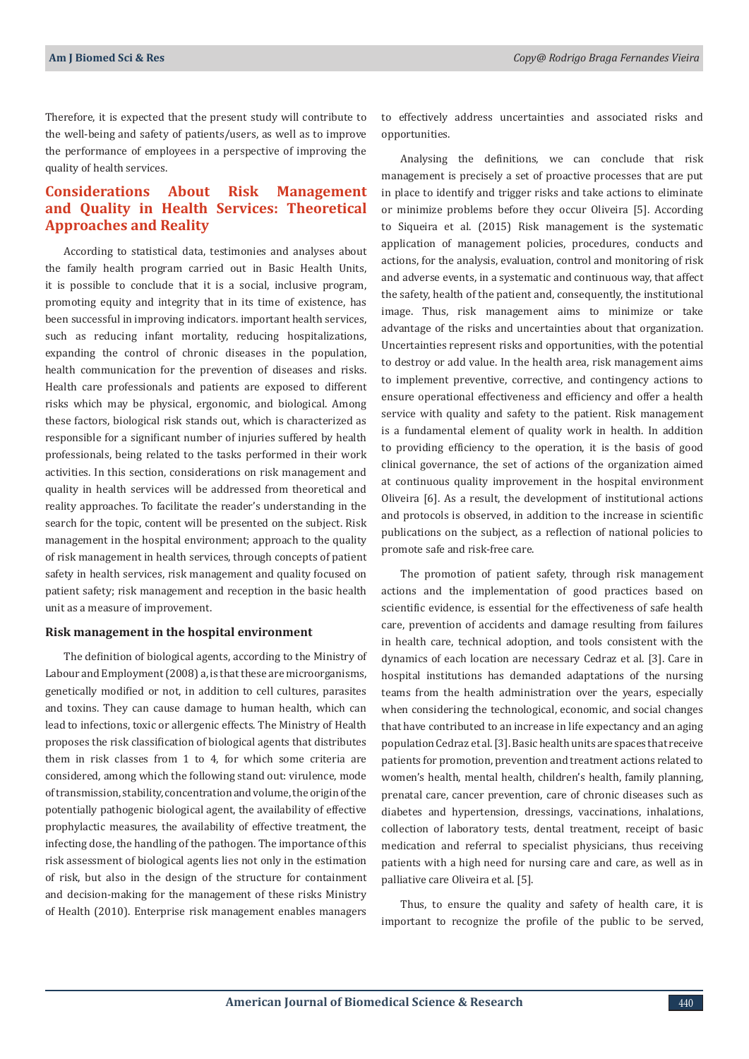Therefore, it is expected that the present study will contribute to the well-being and safety of patients/users, as well as to improve the performance of employees in a perspective of improving the quality of health services.

## Considerations About Risk Management and Quality in Health Services: Theoretical Approaches and Reality

According to statistical data, testimonies and analyses about the family health program carried out in Basic Health Units, it is possible to conclude that it is a social, inclusive program, promoting equity and integrity that in its time of existence, has been successful in improving indicators. important health services, such as reducing infant mortality, reducing hospitalizations, expanding the control of chronic diseases in the population, health communication for the prevention of diseases and risks. Health care professionals and patients are exposed to different risks which may be physical, ergonomic, and biological. Among these factors, biological risk stands out, which is characterized as responsible for a significant number of injuries suffered by health professionals, being related to the tasks performed in their work activities. In this section, considerations on risk management and quality in health services will be addressed from theoretical and reality approaches. To facilitate the reader's understanding in the search for the topic, content will be presented on the subject. Risk management in the hospital environment; approach to the quality of risk management in health services, through concepts of patient safety in health services, risk management and quality focused on patient safety; risk management and reception in the basic health unit as a measure of improvement.

### Risk management in the hospital environment

The definition of biological agents, according to the Ministry of Labour and Employment (2008) a, is that these are microorganisms, genetically modified or not, in addition to cell cultures, parasites and toxins. They can cause damage to human health, which can lead to infections, toxic or allergenic effects. The Ministry of Health proposes the risk classification of biological agents that distributes them in risk classes from 1 to 4, for which some criteria are considered, among which the following stand out: virulence, mode of transmission, stability, concentration and volume, the origin of the potentially pathogenic biological agent, the availability of effective prophylactic measures, the availability of effective treatment, the infecting dose, the handling of the pathogen. The importance of this risk assessment of biological agents lies not only in the estimation of risk, but also in the design of the structure for containment and decision-making for the management of these risks Ministry of Health (2010). Enterprise risk management enables managers to effectively address uncertainties and associated risks and opportunities.

Analysing the definitions, we can conclude that risk management is precisely a set of proactive processes that are put in place to identify and trigger risks and take actions to eliminate or minimize problems before they occur Oliveira [5]. According to Siqueira et al. (2015) Risk management is the systematic application of management policies, procedures, conducts and actions, for the analysis, evaluation, control and monitoring of risk and adverse events, in a systematic and continuous way, that affect the safety, health of the patient and, consequently, the institutional image. Thus, risk management aims to minimize or take advantage of the risks and uncertainties about that organization. Uncertainties represent risks and opportunities, with the potential to destroy or add value. In the health area, risk management aims to implement preventive, corrective, and contingency actions to ensure operational effectiveness and efficiency and offer a health service with quality and safety to the patient. Risk management is a fundamental element of quality work in health. In addition to providing efficiency to the operation, it is the basis of good clinical governance, the set of actions of the organization aimed at continuous quality improvement in the hospital environment Oliveira [6]. As a result, the development of institutional actions and protocols is observed, in addition to the increase in scientific publications on the subject, as a reflection of national policies to promote safe and risk-free care.

The promotion of patient safety, through risk management actions and the implementation of good practices based on scientific evidence, is essential for the effectiveness of safe health care, prevention of accidents and damage resulting from failures in health care, technical adoption, and tools consistent with the dynamics of each location are necessary Cedraz et al. [3]. Care in hospital institutions has demanded adaptations of the nursing teams from the health administration over the years, especially when considering the technological, economic, and social changes that have contributed to an increase in life expectancy and an aging population Cedraz et al. [3]. Basic health units are spaces that receive patients for promotion, prevention and treatment actions related to women's health, mental health, children's health, family planning, prenatal care, cancer prevention, care of chronic diseases such as diabetes and hypertension, dressings, vaccinations, inhalations, collection of laboratory tests, dental treatment, receipt of basic medication and referral to specialist physicians, thus receiving patients with a high need for nursing care and care, as well as in palliative care Oliveira et al. [5].

Thus, to ensure the quality and safety of health care, it is important to recognize the profile of the public to be served,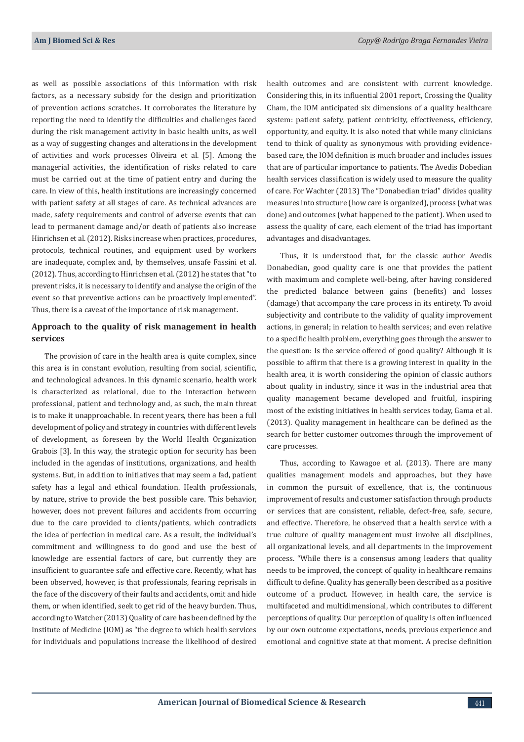as well as possible associations of this information with risk factors, as a necessary subsidy for the design and prioritization of prevention actions scratches. It corroborates the literature by reporting the need to identify the difficulties and challenges faced during the risk management activity in basic health units, as well as a way of suggesting changes and alterations in the development of activities and work processes Oliveira et al. [5]. Among the managerial activities, the identification of risks related to care must be carried out at the time of patient entry and during the care. In view of this, health institutions are increasingly concerned with patient safety at all stages of care. As technical advances are made, safety requirements and control of adverse events that can lead to permanent damage and/or death of patients also increase Hinrichsen et al. (2012). Risks increase when practices, procedures, protocols, technical routines, and equipment used by workers are inadequate, complex and, by themselves, unsafe Fassini et al. (2012). Thus, according to Hinrichsen et al. (2012) he states that "to prevent risks, it is necessary to identify and analyse the origin of the event so that preventive actions can be proactively implemented". Thus, there is a caveat of the importance of risk management.

## Approach to the quality of risk management in health services

The provision of care in the health area is quite complex, since this area is in constant evolution, resulting from social, scientific, and technological advances. In this dynamic scenario, health work is characterized as relational, due to the interaction between professional, patient and technology and, as such, the main threat is to make it unapproachable. In recent years, there has been a full development of policy and strategy in countries with different levels of development, as foreseen by the World Health Organization Grabois [3]. In this way, the strategic option for security has been included in the agendas of institutions, organizations, and health systems. But, in addition to initiatives that may seem a fad, patient safety has a legal and ethical foundation. Health professionals, by nature, strive to provide the best possible care. This behavior, however, does not prevent failures and accidents from occurring due to the care provided to clients/patients, which contradicts the idea of perfection in medical care. As a result, the individual's commitment and willingness to do good and use the best of knowledge are essential factors of care, but currently they are insufficient to guarantee safe and effective care. Recently, what has been observed, however, is that professionals, fearing reprisals in the face of the discovery of their faults and accidents, omit and hide them, or when identified, seek to get rid of the heavy burden. Thus, according to Watcher (2013) Quality of care has been defined by the Institute of Medicine (IOM) as "the degree to which health services for individuals and populations increase the likelihood of desired health outcomes and are consistent with current knowledge. Considering this, in its influential 2001 report, Crossing the Quality Cham, the IOM anticipated six dimensions of a quality healthcare system: patient safety, patient centricity, effectiveness, efficiency, opportunity, and equity. It is also noted that while many clinicians tend to think of quality as synonymous with providing evidence-based care, the IOM definition is much broader and includes issues that are of particular importance to patients. The Avedis Dobedian health services classification is widely used to measure the quality of care. For Wachter (2013) The "Donabedian triad" divides quality measures into structure (how care is organized), process (what was done) and outcomes (what happened to the patient). When used to assess the quality of care, each element of the triad has important advantages and disadvantages.

Thus, it is understood that, for the classic author Avedis Donabedian, good quality care is one that provides the patient with maximum and complete well-being, after having considered the predicted balance between gains (benefits) and losses (damage) that accompany the care process in its entirety. To avoid subjectivity and contribute to the validity of quality improvement actions, in general; in relation to health services; and even relative to a specific health problem, everything goes through the answer to the question: Is the service offered of good quality? Although it is possible to affirm that there is a growing interest in quality in the health area, it is worth considering the opinion of classic authors about quality in industry, since it was in the industrial area that quality management became developed and fruitful, inspiring most of the existing initiatives in health services today, Gama et al. (2013). Quality management in healthcare can be defined as the search for better customer outcomes through the improvement of care processes.

Thus, according to Kawagoe et al. (2013). There are many qualities management models and approaches, but they have in common the pursuit of excellence, that is, the continuous improvement of results and customer satisfaction through products or services that are consistent, reliable, defect-free, safe, secure, and effective. Therefore, he observed that a health service with a true culture of quality management must involve all disciplines, all organizational levels, and all departments in the improvement process. "While there is a consensus among leaders that quality needs to be improved, the concept of quality in healthcare remains difficult to define. Quality has generally been described as a positive outcome of a product. However, in health care, the service is multifaceted and multidimensional, which contributes to different perceptions of quality. Our perception of quality is often influenced by our own outcome expectations, needs, previous experience and emotional and cognitive state at that moment. A precise definition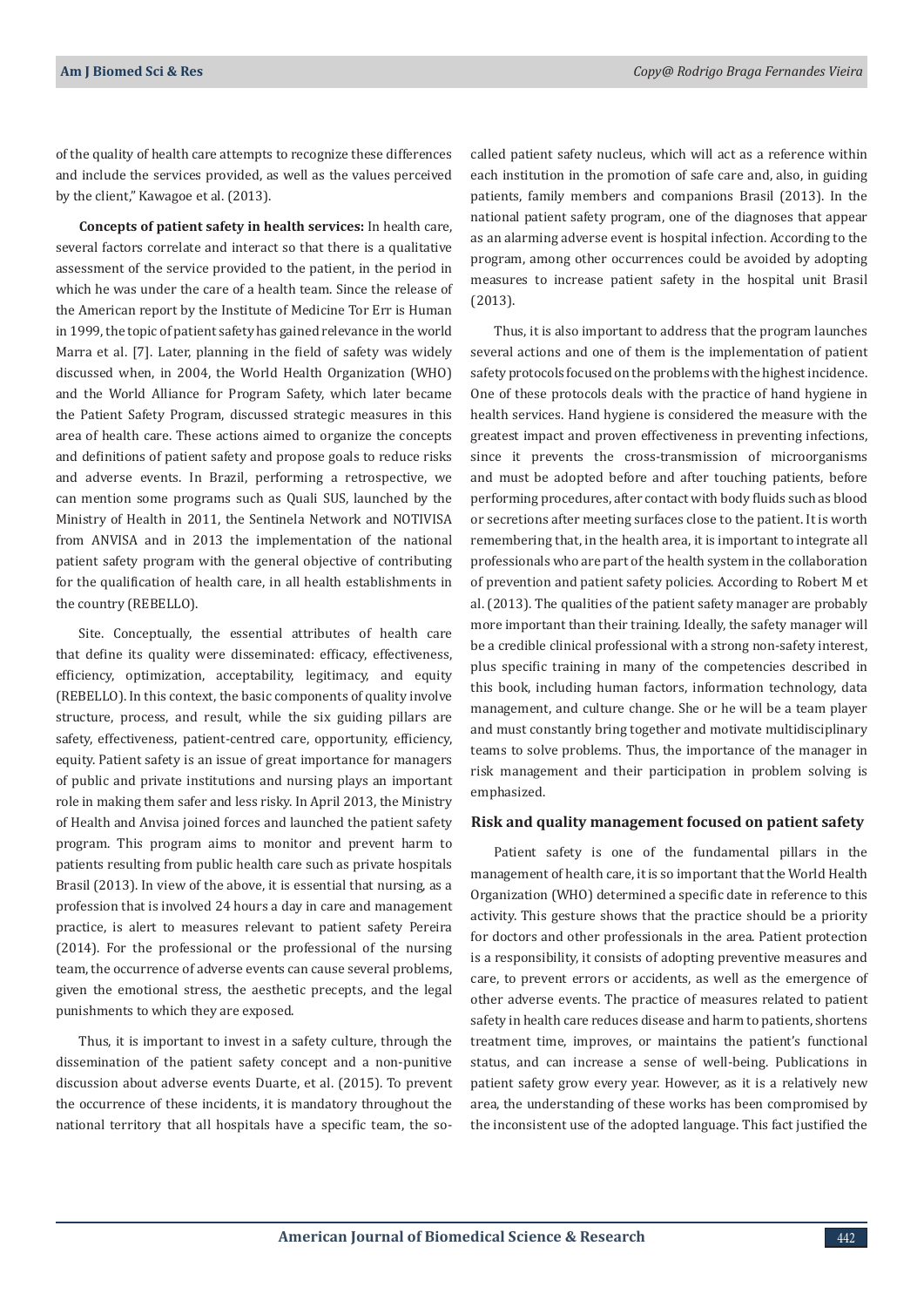of the quality of health care attempts to recognize these differences and include the services provided, as well as the values perceived by the client," Kawagoe et al. (2013).

**Concepts of patient safety in health services:** In health care, several factors correlate and interact so that there is a qualitative assessment of the service provided to the patient, in the period in which he was under the care of a health team. Since the release of the American report by the Institute of Medicine Tor Err is Human in 1999, the topic of patient safety has gained relevance in the world Marra et al. [7]. Later, planning in the field of safety was widely discussed when, in 2004, the World Health Organization (WHO) and the World Alliance for Program Safety, which later became the Patient Safety Program, discussed strategic measures in this area of health care. These actions aimed to organize the concepts and definitions of patient safety and propose goals to reduce risks and adverse events. In Brazil, performing a retrospective, we can mention some programs such as Quali SUS, launched by the Ministry of Health in 2011, the Sentinela Network and NOTIVISA from ANVISA and in 2013 the implementation of the national patient safety program with the general objective of contributing for the qualification of health care, in all health establishments in the country (REBELLO).

Site. Conceptually, the essential attributes of health care that define its quality were disseminated: efficacy, effectiveness, efficiency, optimization, acceptability, legitimacy, and equity (REBELLO). In this context, the basic components of quality involve structure, process, and result, while the six guiding pillars are safety, effectiveness, patient-centred care, opportunity, efficiency, equity. Patient safety is an issue of great importance for managers of public and private institutions and nursing plays an important role in making them safer and less risky. In April 2013, the Ministry of Health and Anvisa joined forces and launched the patient safety program. This program aims to monitor and prevent harm to patients resulting from public health care such as private hospitals Brasil (2013). In view of the above, it is essential that nursing, as a profession that is involved 24 hours a day in care and management practice, is alert to measures relevant to patient safety Pereira (2014). For the professional or the professional of the nursing team, the occurrence of adverse events can cause several problems, given the emotional stress, the aesthetic precepts, and the legal punishments to which they are exposed.

Thus, it is important to invest in a safety culture, through the dissemination of the patient safety concept and a non-punitive discussion about adverse events Duarte, et al. (2015). To prevent the occurrence of these incidents, it is mandatory throughout the national territory that all hospitals have a specific team, the so-called patient safety nucleus, which will act as a reference within each institution in the promotion of safe care and, also, in guiding patients, family members and companions Brasil (2013). In the national patient safety program, one of the diagnoses that appear as an alarming adverse event is hospital infection. According to the program, among other occurrences could be avoided by adopting measures to increase patient safety in the hospital unit Brasil (2013).

Thus, it is also important to address that the program launches several actions and one of them is the implementation of patient safety protocols focused on the problems with the highest incidence. One of these protocols deals with the practice of hand hygiene in health services. Hand hygiene is considered the measure with the greatest impact and proven effectiveness in preventing infections, since it prevents the cross-transmission of microorganisms and must be adopted before and after touching patients, before performing procedures, after contact with body fluids such as blood or secretions after meeting surfaces close to the patient. It is worth remembering that, in the health area, it is important to integrate all professionals who are part of the health system in the collaboration of prevention and patient safety policies. According to Robert M et al. (2013). The qualities of the patient safety manager are probably more important than their training. Ideally, the safety manager will be a credible clinical professional with a strong non-safety interest, plus specific training in many of the competencies described in this book, including human factors, information technology, data management, and culture change. She or he will be a team player and must constantly bring together and motivate multidisciplinary teams to solve problems. Thus, the importance of the manager in risk management and their participation in problem solving is emphasized.

### Risk and quality management focused on patient safety

Patient safety is one of the fundamental pillars in the management of health care, it is so important that the World Health Organization (WHO) determined a specific date in reference to this activity. This gesture shows that the practice should be a priority for doctors and other professionals in the area. Patient protection is a responsibility, it consists of adopting preventive measures and care, to prevent errors or accidents, as well as the emergence of other adverse events. The practice of measures related to patient safety in health care reduces disease and harm to patients, shortens treatment time, improves, or maintains the patient's functional status, and can increase a sense of well-being. Publications in patient safety grow every year. However, as it is a relatively new area, the understanding of these works has been compromised by the inconsistent use of the adopted language. This fact justified the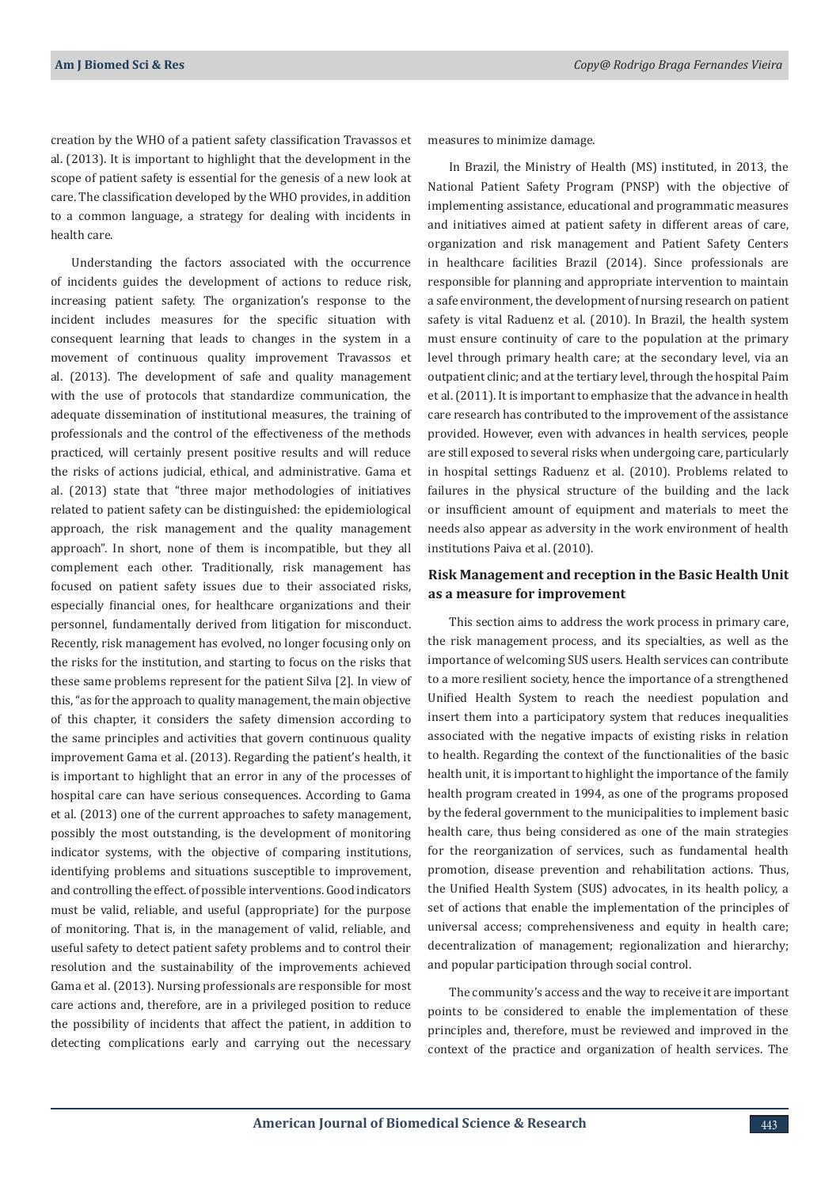creation by the WHO of a patient safety classification Travassos et al. (2013). It is important to highlight that the development in the scope of patient safety is essential for the genesis of a new look at care. The classification developed by the WHO provides, in addition to a common language, a strategy for dealing with incidents in health care.

Understanding the factors associated with the occurrence of incidents guides the development of actions to reduce risk, increasing patient safety. The organization's response to the incident includes measures for the specific situation with consequent learning that leads to changes in the system in a movement of continuous quality improvement Travassos et al. (2013). The development of safe and quality management with the use of protocols that standardize communication, the adequate dissemination of institutional measures, the training of professionals and the control of the effectiveness of the methods practiced, will certainly present positive results and will reduce the risks of actions judicial, ethical, and administrative. Gama et al. (2013) state that "three major methodologies of initiatives related to patient safety can be distinguished: the epidemiological approach, the risk management and the quality management approach". In short, none of them is incompatible, but they all complement each other. Traditionally, risk management has focused on patient safety issues due to their associated risks, especially financial ones, for healthcare organizations and their personnel, fundamentally derived from litigation for misconduct. Recently, risk management has evolved, no longer focusing only on the risks for the institution, and starting to focus on the risks that these same problems represent for the patient Silva [2]. In view of this, "as for the approach to quality management, the main objective of this chapter, it considers the safety dimension according to the same principles and activities that govern continuous quality improvement Gama et al. (2013). Regarding the patient's health, it is important to highlight that an error in any of the processes of hospital care can have serious consequences. According to Gama et al. (2013) one of the current approaches to safety management, possibly the most outstanding, is the development of monitoring indicator systems, with the objective of comparing institutions, identifying problems and situations susceptible to improvement, and controlling the effect. of possible interventions. Good indicators must be valid, reliable, and useful (appropriate) for the purpose of monitoring. That is, in the management of valid, reliable, and useful safety to detect patient safety problems and to control their resolution and the sustainability of the improvements achieved Gama et al. (2013). Nursing professionals are responsible for most care actions and, therefore, are in a privileged position to reduce the possibility of incidents that affect the patient, in addition to detecting complications early and carrying out the necessary measures to minimize damage.

In Brazil, the Ministry of Health (MS) instituted, in 2013, the National Patient Safety Program (PNSP) with the objective of implementing assistance, educational and programmatic measures and initiatives aimed at patient safety in different areas of care, organization and risk management and Patient Safety Centers in healthcare facilities Brazil (2014). Since professionals are responsible for planning and appropriate intervention to maintain a safe environment, the development of nursing research on patient safety is vital Raduenz et al. (2010). In Brazil, the health system must ensure continuity of care to the population at the primary level through primary health care; at the secondary level, via an outpatient clinic; and at the tertiary level, through the hospital Paim et al. (2011). It is important to emphasize that the advance in health care research has contributed to the improvement of the assistance provided. However, even with advances in health services, people are still exposed to several risks when undergoing care, particularly in hospital settings Raduenz et al. (2010). Problems related to failures in the physical structure of the building and the lack or insufficient amount of equipment and materials to meet the needs also appear as adversity in the work environment of health institutions Paiva et al. (2010).

## Risk Management and reception in the Basic Health Unit as a measure for improvement

This section aims to address the work process in primary care, the risk management process, and its specialties, as well as the importance of welcoming SUS users. Health services can contribute to a more resilient society, hence the importance of a strengthened Unified Health System to reach the neediest population and insert them into a participatory system that reduces inequalities associated with the negative impacts of existing risks in relation to health. Regarding the context of the functionalities of the basic health unit, it is important to highlight the importance of the family health program created in 1994, as one of the programs proposed by the federal government to the municipalities to implement basic health care, thus being considered as one of the main strategies for the reorganization of services, such as fundamental health promotion, disease prevention and rehabilitation actions. Thus, the Unified Health System (SUS) advocates, in its health policy, a set of actions that enable the implementation of the principles of universal access; comprehensiveness and equity in health care; decentralization of management; regionalization and hierarchy; and popular participation through social control.

The community's access and the way to receive it are important points to be considered to enable the implementation of these principles and, therefore, must be reviewed and improved in the context of the practice and organization of health services. The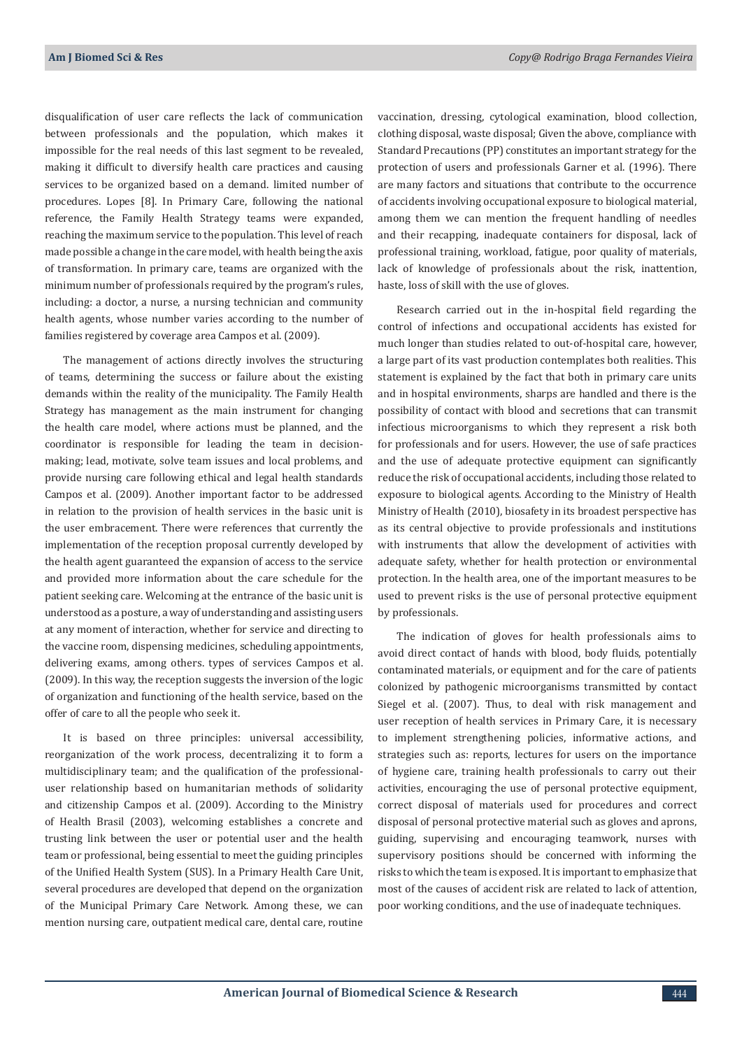disqualification of user care reflects the lack of communication between professionals and the population, which makes it impossible for the real needs of this last segment to be revealed, making it difficult to diversify health care practices and causing services to be organized based on a demand. limited number of procedures. Lopes [8]. In Primary Care, following the national reference, the Family Health Strategy teams were expanded, reaching the maximum service to the population. This level of reach made possible a change in the care model, with health being the axis of transformation. In primary care, teams are organized with the minimum number of professionals required by the program's rules, including: a doctor, a nurse, a nursing technician and community health agents, whose number varies according to the number of families registered by coverage area Campos et al. (2009).

The management of actions directly involves the structuring of teams, determining the success or failure about the existing demands within the reality of the municipality. The Family Health Strategy has management as the main instrument for changing the health care model, where actions must be planned, and the coordinator is responsible for leading the team in decision-making; lead, motivate, solve team issues and local problems, and provide nursing care following ethical and legal health standards Campos et al. (2009). Another important factor to be addressed in relation to the provision of health services in the basic unit is the user embracement. There were references that currently the implementation of the reception proposal currently developed by the health agent guaranteed the expansion of access to the service and provided more information about the care schedule for the patient seeking care. Welcoming at the entrance of the basic unit is understood as a posture, a way of understanding and assisting users at any moment of interaction, whether for service and directing to the vaccine room, dispensing medicines, scheduling appointments, delivering exams, among others. types of services Campos et al. (2009). In this way, the reception suggests the inversion of the logic of organization and functioning of the health service, based on the offer of care to all the people who seek it.

It is based on three principles: universal accessibility, reorganization of the work process, decentralizing it to form a multidisciplinary team; and the qualification of the professional-user relationship based on humanitarian methods of solidarity and citizenship Campos et al. (2009). According to the Ministry of Health Brasil (2003), welcoming establishes a concrete and trusting link between the user or potential user and the health team or professional, being essential to meet the guiding principles of the Unified Health System (SUS). In a Primary Health Care Unit, several procedures are developed that depend on the organization of the Municipal Primary Care Network. Among these, we can mention nursing care, outpatient medical care, dental care, routine vaccination, dressing, cytological examination, blood collection, clothing disposal, waste disposal; Given the above, compliance with Standard Precautions (PP) constitutes an important strategy for the protection of users and professionals Garner et al. (1996). There are many factors and situations that contribute to the occurrence of accidents involving occupational exposure to biological material, among them we can mention the frequent handling of needles and their recapping, inadequate containers for disposal, lack of professional training, workload, fatigue, poor quality of materials, lack of knowledge of professionals about the risk, inattention, haste, loss of skill with the use of gloves.

Research carried out in the in-hospital field regarding the control of infections and occupational accidents has existed for much longer than studies related to out-of-hospital care, however, a large part of its vast production contemplates both realities. This statement is explained by the fact that both in primary care units and in hospital environments, sharps are handled and there is the possibility of contact with blood and secretions that can transmit infectious microorganisms to which they represent a risk both for professionals and for users. However, the use of safe practices and the use of adequate protective equipment can significantly reduce the risk of occupational accidents, including those related to exposure to biological agents. According to the Ministry of Health Ministry of Health (2010), biosafety in its broadest perspective has as its central objective to provide professionals and institutions with instruments that allow the development of activities with adequate safety, whether for health protection or environmental protection. In the health area, one of the important measures to be used to prevent risks is the use of personal protective equipment by professionals.

The indication of gloves for health professionals aims to avoid direct contact of hands with blood, body fluids, potentially contaminated materials, or equipment and for the care of patients colonized by pathogenic microorganisms transmitted by contact Siegel et al. (2007). Thus, to deal with risk management and user reception of health services in Primary Care, it is necessary to implement strengthening policies, informative actions, and strategies such as: reports, lectures for users on the importance of hygiene care, training health professionals to carry out their activities, encouraging the use of personal protective equipment, correct disposal of materials used for procedures and correct disposal of personal protective material such as gloves and aprons, guiding, supervising and encouraging teamwork, nurses with supervisory positions should be concerned with informing the risks to which the team is exposed. It is important to emphasize that most of the causes of accident risk are related to lack of attention, poor working conditions, and the use of inadequate techniques.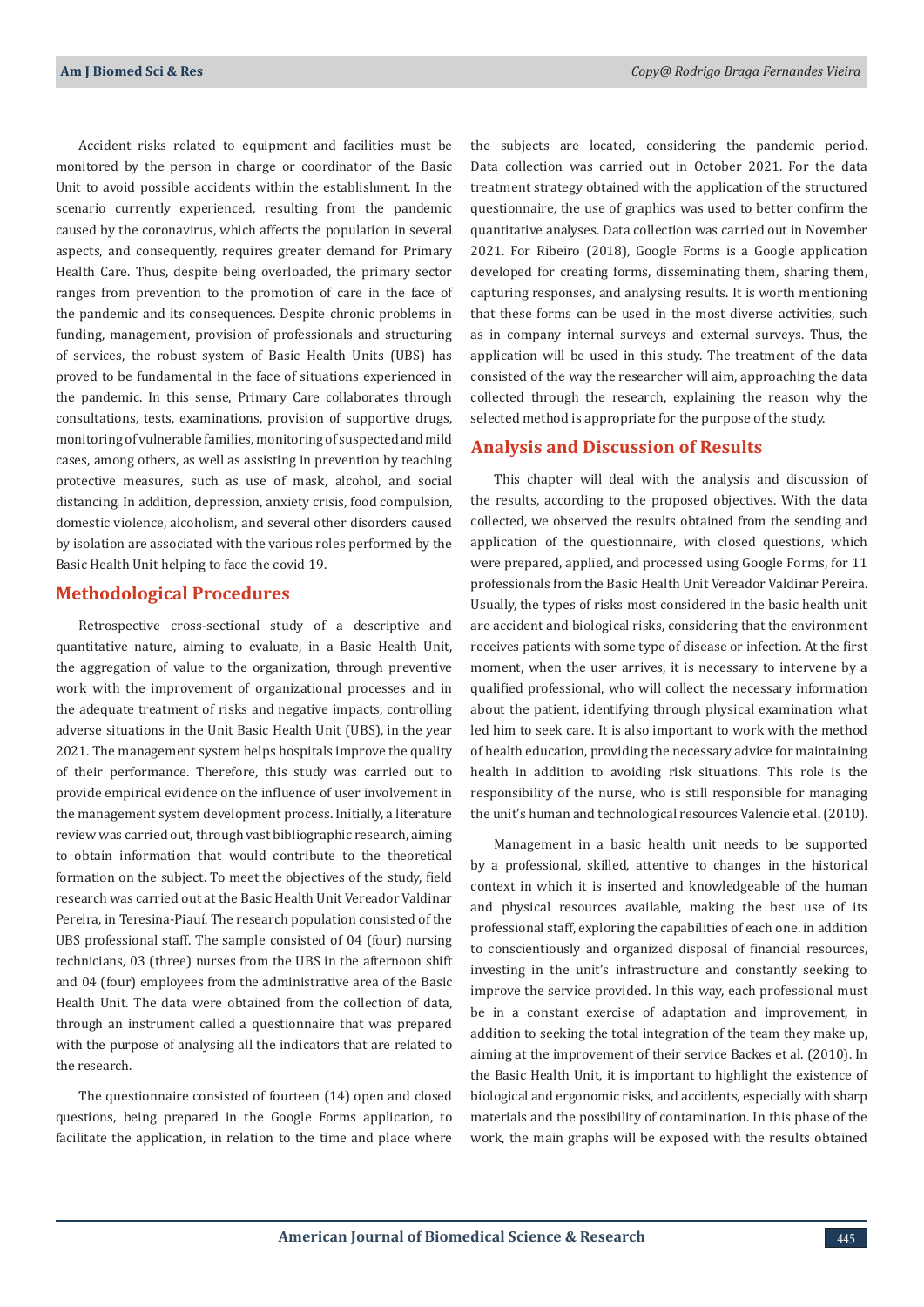Accident risks related to equipment and facilities must be monitored by the person in charge or coordinator of the Basic Unit to avoid possible accidents within the establishment. In the scenario currently experienced, resulting from the pandemic caused by the coronavirus, which affects the population in several aspects, and consequently, requires greater demand for Primary Health Care. Thus, despite being overloaded, the primary sector ranges from prevention to the promotion of care in the face of the pandemic and its consequences. Despite chronic problems in funding, management, provision of professionals and structuring of services, the robust system of Basic Health Units (UBS) has proved to be fundamental in the face of situations experienced in the pandemic. In this sense, Primary Care collaborates through consultations, tests, examinations, provision of supportive drugs, monitoring of vulnerable families, monitoring of suspected and mild cases, among others, as well as assisting in prevention by teaching protective measures, such as use of mask, alcohol, and social distancing. In addition, depression, anxiety crisis, food compulsion, domestic violence, alcoholism, and several other disorders caused by isolation are associated with the various roles performed by the Basic Health Unit helping to face the covid 19.

## Methodological Procedures

Retrospective cross-sectional study of a descriptive and quantitative nature, aiming to evaluate, in a Basic Health Unit, the aggregation of value to the organization, through preventive work with the improvement of organizational processes and in the adequate treatment of risks and negative impacts, controlling adverse situations in the Unit Basic Health Unit (UBS), in the year 2021. The management system helps hospitals improve the quality of their performance. Therefore, this study was carried out to provide empirical evidence on the influence of user involvement in the management system development process. Initially, a literature review was carried out, through vast bibliographic research, aiming to obtain information that would contribute to the theoretical formation on the subject. To meet the objectives of the study, field research was carried out at the Basic Health Unit Vereador Valdinar Pereira, in Teresina-Piauí. The research population consisted of the UBS professional staff. The sample consisted of 04 (four) nursing technicians, 03 (three) nurses from the UBS in the afternoon shift and 04 (four) employees from the administrative area of the Basic Health Unit. The data were obtained from the collection of data, through an instrument called a questionnaire that was prepared with the purpose of analysing all the indicators that are related to the research.

The questionnaire consisted of fourteen (14) open and closed questions, being prepared in the Google Forms application, to facilitate the application, in relation to the time and place where the subjects are located, considering the pandemic period. Data collection was carried out in October 2021. For the data treatment strategy obtained with the application of the structured questionnaire, the use of graphics was used to better confirm the quantitative analyses. Data collection was carried out in November 2021. For Ribeiro (2018), Google Forms is a Google application developed for creating forms, disseminating them, sharing them, capturing responses, and analysing results. It is worth mentioning that these forms can be used in the most diverse activities, such as in company internal surveys and external surveys. Thus, the application will be used in this study. The treatment of the data consisted of the way the researcher will aim, approaching the data collected through the research, explaining the reason why the selected method is appropriate for the purpose of the study.

## Analysis and Discussion of Results

This chapter will deal with the analysis and discussion of the results, according to the proposed objectives. With the data collected, we observed the results obtained from the sending and application of the questionnaire, with closed questions, which were prepared, applied, and processed using Google Forms, for 11 professionals from the Basic Health Unit Vereador Valdinar Pereira. Usually, the types of risks most considered in the basic health unit are accident and biological risks, considering that the environment receives patients with some type of disease or infection. At the first moment, when the user arrives, it is necessary to intervene by a qualified professional, who will collect the necessary information about the patient, identifying through physical examination what led him to seek care. It is also important to work with the method of health education, providing the necessary advice for maintaining health in addition to avoiding risk situations. This role is the responsibility of the nurse, who is still responsible for managing the unit's human and technological resources Valencie et al. (2010).

Management in a basic health unit needs to be supported by a professional, skilled, attentive to changes in the historical context in which it is inserted and knowledgeable of the human and physical resources available, making the best use of its professional staff, exploring the capabilities of each one. in addition to conscientiously and organized disposal of financial resources, investing in the unit's infrastructure and constantly seeking to improve the service provided. In this way, each professional must be in a constant exercise of adaptation and improvement, in addition to seeking the total integration of the team they make up, aiming at the improvement of their service Backes et al. (2010). In the Basic Health Unit, it is important to highlight the existence of biological and ergonomic risks, and accidents, especially with sharp materials and the possibility of contamination. In this phase of the work, the main graphs will be exposed with the results obtained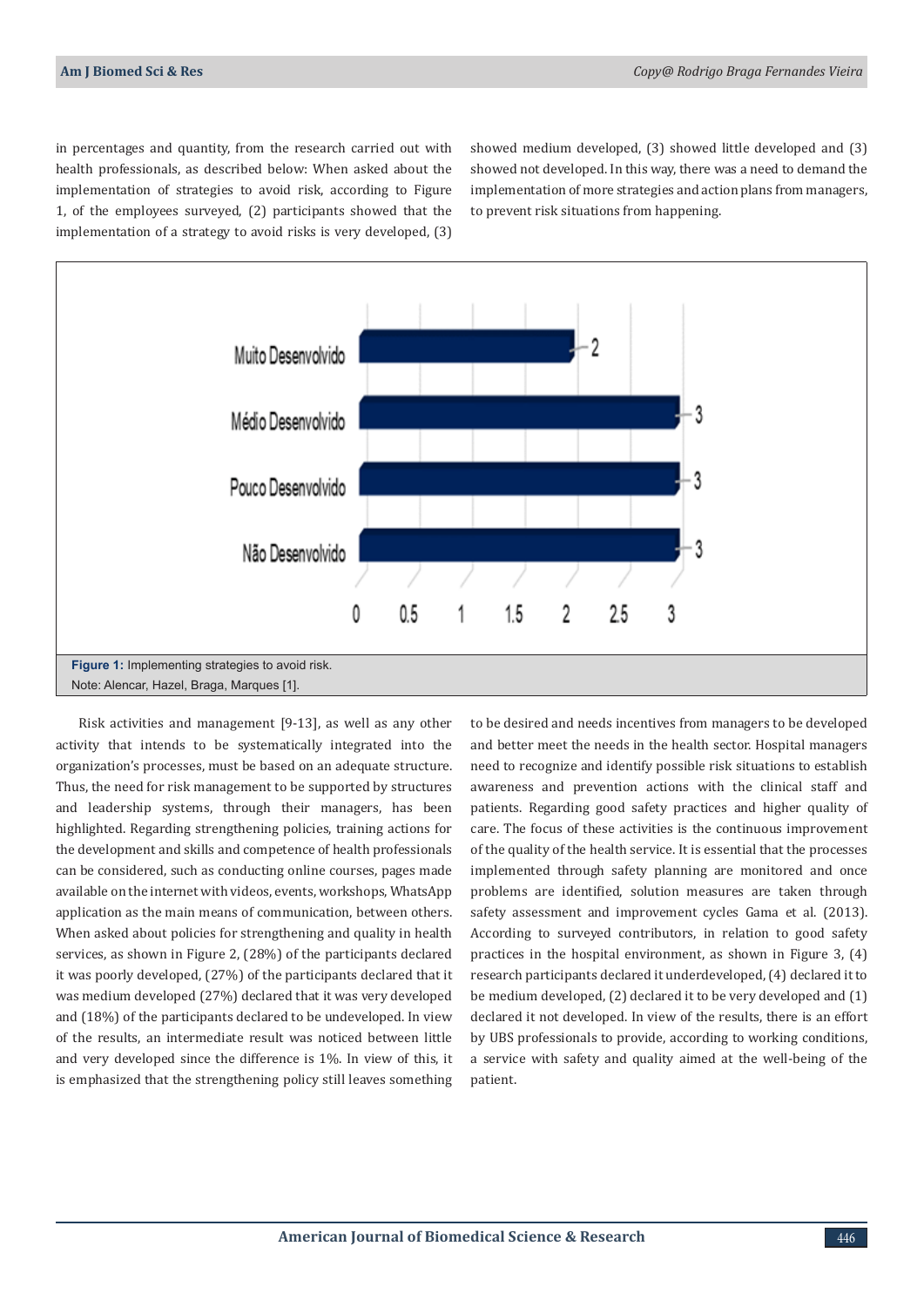in percentages and quantity, from the research carried out with health professionals, as described below: When asked about the implementation of strategies to avoid risk, according to Figure 1, of the employees surveyed, (2) participants showed that the implementation of a strategy to avoid risks is very developed, (3) showed medium developed, (3) showed little developed and (3) showed not developed. In this way, there was a need to demand the implementation of more strategies and action plans from managers, to prevent risk situations from happening.

**Figure 1:** Implementing strategies to avoid risk.
Note: Alencar, Hazel, Braga, Marques [1].

Risk activities and management [9-13], as well as any other activity that intends to be systematically integrated into the organization's processes, must be based on an adequate structure. Thus, the need for risk management to be supported by structures and leadership systems, through their managers, has been highlighted. Regarding strengthening policies, training actions for the development and skills and competence of health professionals can be considered, such as conducting online courses, pages made available on the internet with videos, events, workshops, WhatsApp application as the main means of communication, between others. When asked about policies for strengthening and quality in health services, as shown in Figure 2, (28%) of the participants declared it was poorly developed, (27%) of the participants declared that it was medium developed (27%) declared that it was very developed and (18%) of the participants declared to be undeveloped. In view of the results, an intermediate result was noticed between little and very developed since the difference is 1%. In view of this, it is emphasized that the strengthening policy still leaves something to be desired and needs incentives from managers to be developed and better meet the needs in the health sector. Hospital managers need to recognize and identify possible risk situations to establish awareness and prevention actions with the clinical staff and patients. Regarding good safety practices and higher quality of care. The focus of these activities is the continuous improvement of the quality of the health service. It is essential that the processes implemented through safety planning are monitored and once problems are identified, solution measures are taken through safety assessment and improvement cycles Gama et al. (2013). According to surveyed contributors, in relation to good safety practices in the hospital environment, as shown in Figure 3, (4) research participants declared it underdeveloped, (4) declared it to be medium developed, (2) declared it to be very developed and (1) declared it not developed. In view of the results, there is an effort by UBS professionals to provide, according to working conditions, a service with safety and quality aimed at the well-being of the patient.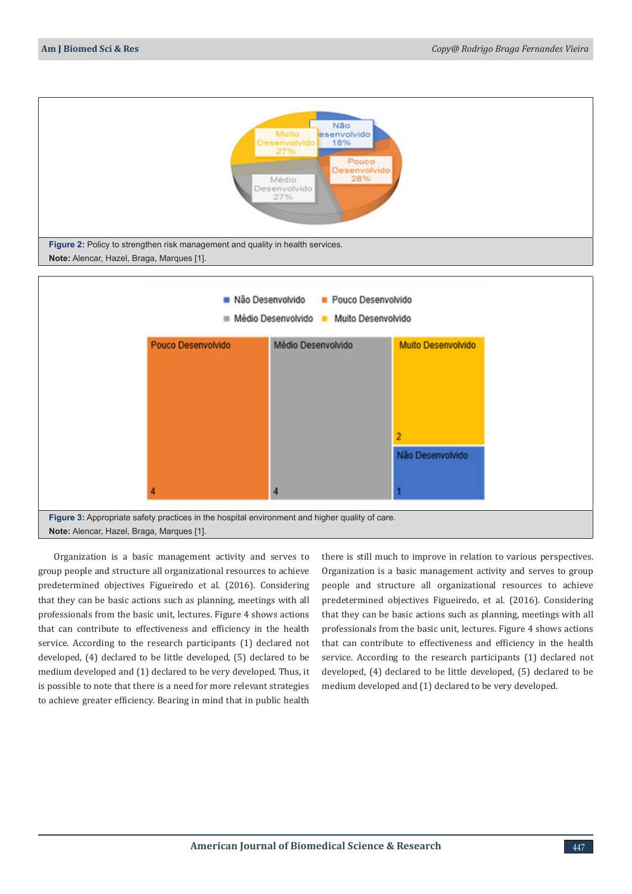Figure 2: Policy to strengthen risk management and quality in health services.

Note: Alencar, Hazel, Braga, Marques [1].

Figure 3: Appropriate safety practices in the hospital environment and higher quality of care.

Note: Alencar, Hazel, Braga, Marques [1].

Organization is a basic management activity and serves to group people and structure all organizational resources to achieve predetermined objectives Figueiredo et al. (2016). Considering that they can be basic actions such as planning, meetings with all professionals from the basic unit, lectures. Figure 4 shows actions that can contribute to effectiveness and efficiency in the health service. According to the research participants (1) declared not developed, (4) declared to be little developed, (5) declared to be medium developed and (1) declared to be very developed. Thus, it is possible to note that there is a need for more relevant strategies to achieve greater efficiency. Bearing in mind that in public health there is still much to improve in relation to various perspectives. Organization is a basic management activity and serves to group people and structure all organizational resources to achieve predetermined objectives Figueiredo, et al. (2016). Considering that they can be basic actions such as planning, meetings with all professionals from the basic unit, lectures. Figure 4 shows actions that can contribute to effectiveness and efficiency in the health service. According to the research participants (1) declared not developed, (4) declared to be little developed, (5) declared to be medium developed and (1) declared to be very developed.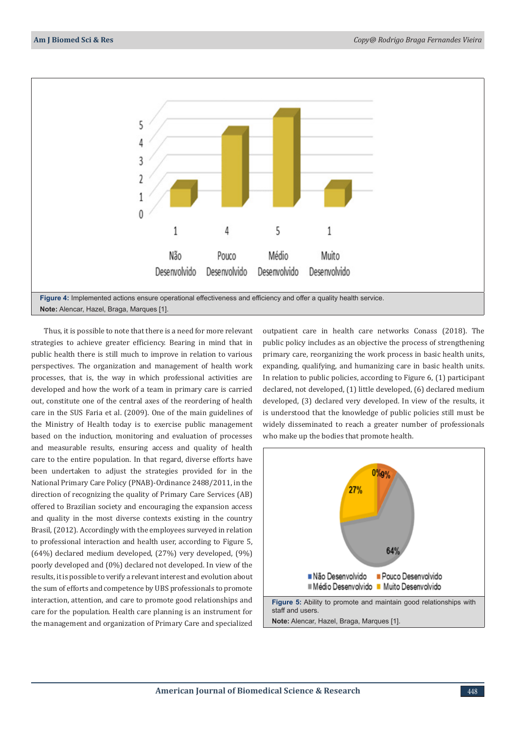Figure 4: Implemented actions ensure operational effectiveness and efficiency and offer a quality health service.

**Note:** Alencar, Hazel, Braga, Marques [1].

Thus, it is possible to note that there is a need for more relevant strategies to achieve greater efficiency. Bearing in mind that in public health there is still much to improve in relation to various perspectives. The organization and management of health work processes, that is, the way in which professional activities are developed and how the work of a team in primary care is carried out, constitute one of the central axes of the reordering of health care in the SUS Faria et al. (2009). One of the main guidelines of the Ministry of Health today is to exercise public management based on the induction, monitoring and evaluation of processes and measurable results, ensuring access and quality of health care to the entire population. In that regard, diverse efforts have been undertaken to adjust the strategies provided for in the National Primary Care Policy (PNAB)-Ordinance 2488/2011, in the direction of recognizing the quality of Primary Care Services (AB) offered to Brazilian society and encouraging the expansion access and quality in the most diverse contexts existing in the country Brasil, (2012). Accordingly with the employees surveyed in relation to professional interaction and health user, according to Figure 5, (64%) declared medium developed, (27%) very developed, (9%) poorly developed and (0%) declared not developed. In view of the results, it is possible to verify a relevant interest and evolution about the sum of efforts and competence by UBS professionals to promote interaction, attention, and care to promote good relationships and care for the population. Health care planning is an instrument for the management and organization of Primary Care and specialized outpatient care in health care networks Conass (2018). The public policy includes as an objective the process of strengthening primary care, reorganizing the work process in basic health units, expanding, qualifying, and humanizing care in basic health units. In relation to public policies, according to Figure 6, (1) participant declared, not developed, (1) little developed, (6) declared medium developed, (3) declared very developed. In view of the results, it is understood that the knowledge of public policies still must be widely disseminated to reach a greater number of professionals who make up the bodies that promote health.

Figure 5: Ability to promote and maintain good relationships with staff and users.

**Note:** Alencar, Hazel, Braga, Marques [1].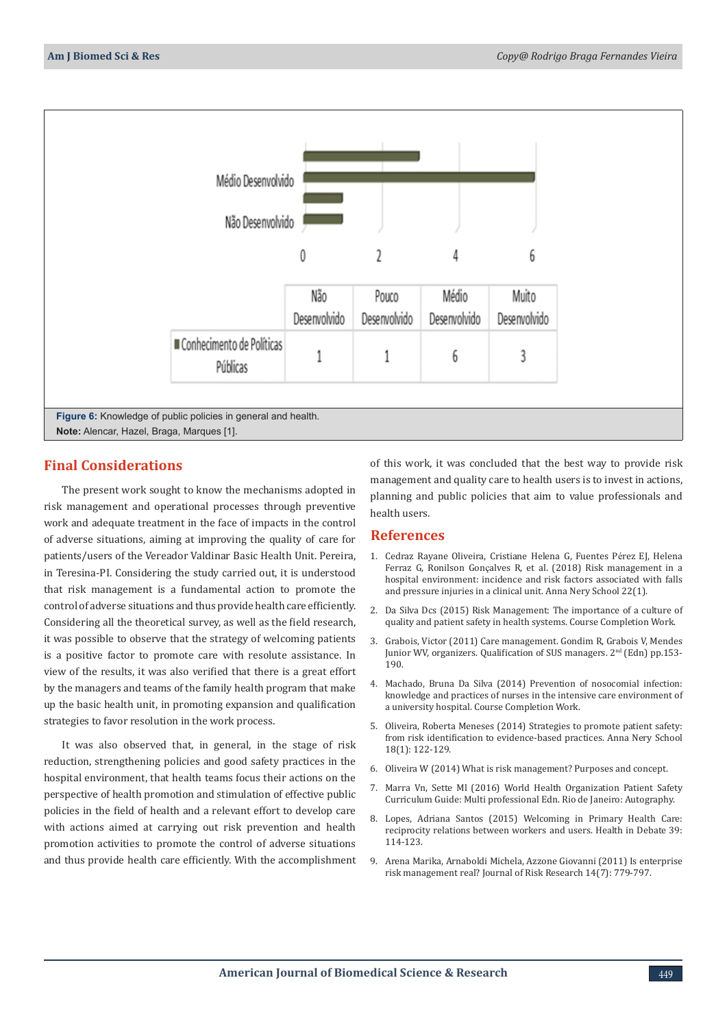| | Não Desenvolvido | Pouco Desenvolvido | Médio Desenvolvido | Muito Desenvolvido |
|---|---|---|---|---|
| Conhecimento de Políticas Públicas | 1 | 1 | 6 | 3 |

**Figure 6:** Knowledge of public policies in general and health.
**Note:** Alencar, Hazel, Braga, Marques [1].

## Final Considerations

The present work sought to know the mechanisms adopted in risk management and operational processes through preventive work and adequate treatment in the face of impacts in the control of adverse situations, aiming at improving the quality of care for patients/users of the Vereador Valdinar Basic Health Unit. Pereira, in Teresina-PI. Considering the study carried out, it is understood that risk management is a fundamental action to promote the control of adverse situations and thus provide health care efficiently. Considering all the theoretical survey, as well as the field research, it was possible to observe that the strategy of welcoming patients is a positive factor to promote care with resolute assistance. In view of the results, it was also verified that there is a great effort by the managers and teams of the family health program that make up the basic health unit, in promoting expansion and qualification strategies to favor resolution in the work process.

It was also observed that, in general, in the stage of risk reduction, strengthening policies and good safety practices in the hospital environment, that health teams focus their actions on the perspective of health promotion and stimulation of effective public policies in the field of health and a relevant effort to develop care with actions aimed at carrying out risk prevention and health promotion activities to promote the control of adverse situations and thus provide health care efficiently. With the accomplishment of this work, it was concluded that the best way to provide risk management and quality care to health users is to invest in actions, planning and public policies that aim to value professionals and health users.

## References

1. Cedraz Rayane Oliveira, Cristiane Helena G, Fuentes Pérez EJ, Helena Ferraz G, Ronilson Gonçalves R, et al. (2018) Risk management in a hospital environment: incidence and risk factors associated with falls and pressure injuries in a clinical unit. Anna Nery School 22(1).
2. Da Silva Dcs (2015) Risk Management: The importance of a culture of quality and patient safety in health systems. Course Completion Work.
3. Grabois, Victor (2011) Care management. Gondim R, Grabois V, Mendes Junior WV, organizers. Qualification of SUS managers. 2nd (Edn) pp.153-190.
4. Machado, Bruna Da Silva (2014) Prevention of nosocomial infection: knowledge and practices of nurses in the intensive care environment of a university hospital. Course Completion Work.
5. Oliveira, Roberta Meneses (2014) Strategies to promote patient safety: from risk identification to evidence-based practices. Anna Nery School 18(1): 122-129.
6. Oliveira W (2014) What is risk management? Purposes and concept.
7. Marra Vn, Sette Ml (2016) World Health Organization Patient Safety Curriculum Guide: Multi professional Edn. Rio de Janeiro: Autography.
8. Lopes, Adriana Santos (2015) Welcoming in Primary Health Care: reciprocity relations between workers and users. Health in Debate 39: 114-123.
9. Arena Marika, Arnaboldi Michela, Azzone Giovanni (2011) Is enterprise risk management real? Journal of Risk Research 14(7): 779-797.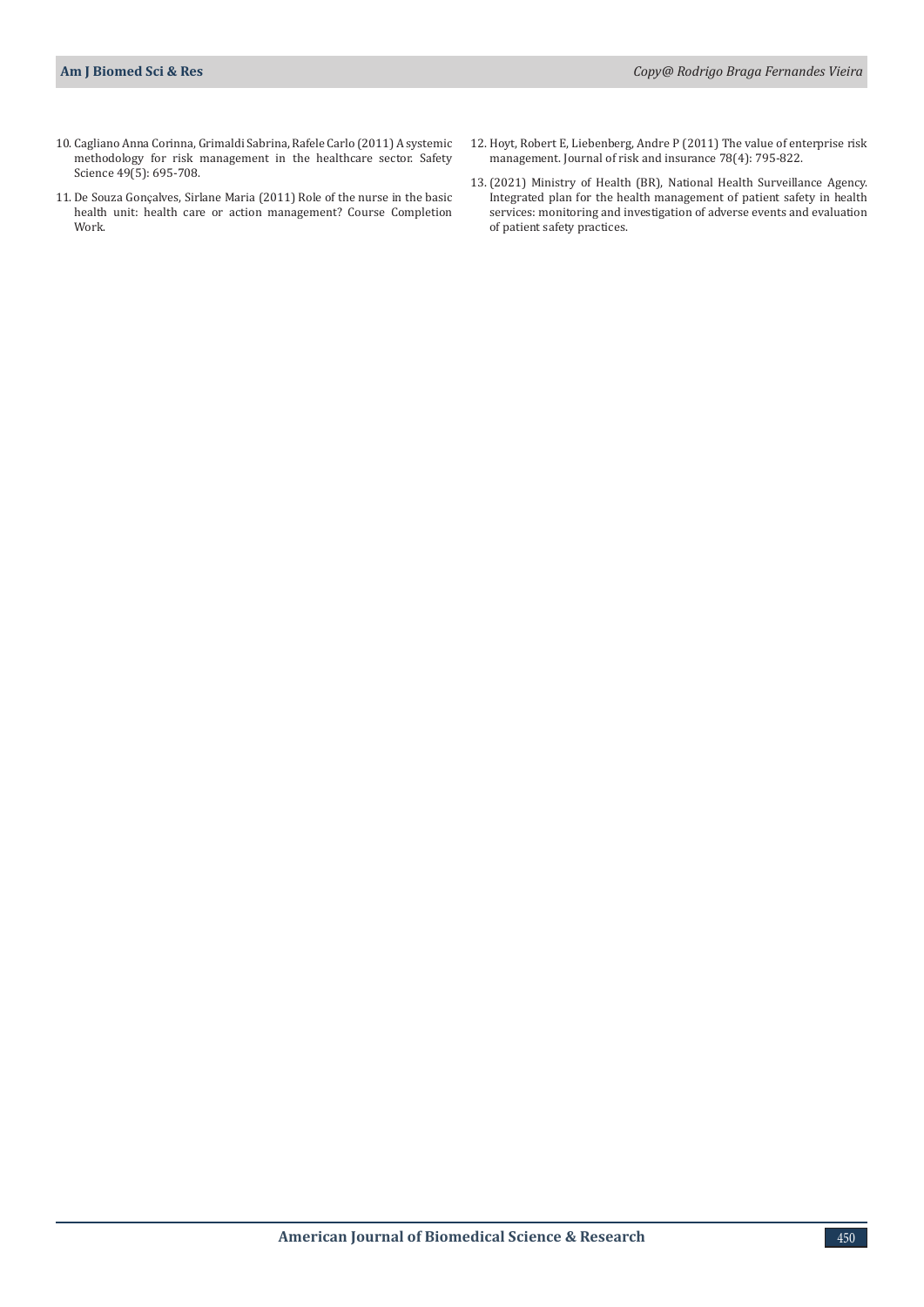10. Cagliano Anna Corinna, Grimaldi Sabrina, Rafele Carlo (2011) A systemic methodology for risk management in the healthcare sector. Safety Science 49(5): 695-708.
11. De Souza Gonçalves, Sirlane Maria (2011) Role of the nurse in the basic health unit: health care or action management? Course Completion Work.
12. Hoyt, Robert E, Liebenberg, Andre P (2011) The value of enterprise risk management. Journal of risk and insurance 78(4): 795-822.
13. (2021) Ministry of Health (BR), National Health Surveillance Agency. Integrated plan for the health management of patient safety in health services: monitoring and investigation of adverse events and evaluation of patient safety practices.